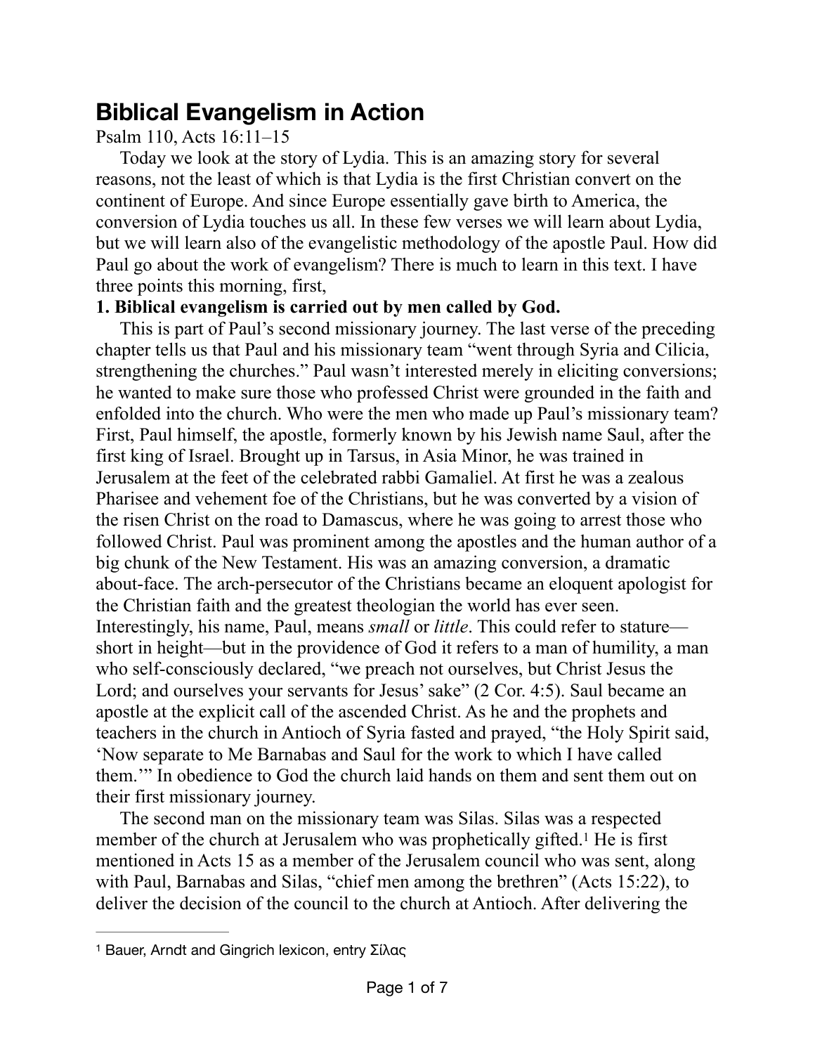# Biblical Evangelism in Action

Psalm 110, Acts 16:11–15

Today we look at the story of Lydia. This is an amazing story for several reasons, not the least of which is that Lydia is the first Christian convert on the continent of Europe. And since Europe essentially gave birth to America, the conversion of Lydia touches us all. In these few verses we will learn about Lydia, but we will learn also of the evangelistic methodology of the apostle Paul. How did Paul go about the work of evangelism? There is much to learn in this text. I have three points this morning, first,

**1. Biblical evangelism is carried out by men called by God.**

This is part of Paul's second missionary journey. The last verse of the preceding chapter tells us that Paul and his missionary team "went through Syria and Cilicia, strengthening the churches." Paul wasn't interested merely in eliciting conversions; he wanted to make sure those who professed Christ were grounded in the faith and enfolded into the church. Who were the men who made up Paul's missionary team? First, Paul himself, the apostle, formerly known by his Jewish name Saul, after the first king of Israel. Brought up in Tarsus, in Asia Minor, he was trained in Jerusalem at the feet of the celebrated rabbi Gamaliel. At first he was a zealous Pharisee and vehement foe of the Christians, but he was converted by a vision of the risen Christ on the road to Damascus, where he was going to arrest those who followed Christ. Paul was prominent among the apostles and the human author of a big chunk of the New Testament. His was an amazing conversion, a dramatic about-face. The arch-persecutor of the Christians became an eloquent apologist for the Christian faith and the greatest theologian the world has ever seen. Interestingly, his name, Paul, means *small* or *little*. This could refer to stature—short in height—but in the providence of God it refers to a man of humility, a man who self-consciously declared, "we preach not ourselves, but Christ Jesus the Lord; and ourselves your servants for Jesus' sake" (2 Cor. 4:5). Saul became an apostle at the explicit call of the ascended Christ. As he and the prophets and teachers in the church in Antioch of Syria fasted and prayed, "the Holy Spirit said, 'Now separate to Me Barnabas and Saul for the work to which I have called them.'" In obedience to God the church laid hands on them and sent them out on their first missionary journey.

The second man on the missionary team was Silas. Silas was a respected member of the church at Jerusalem who was prophetically gifted.[1] He is first mentioned in Acts 15 as a member of the Jerusalem council who was sent, along with Paul, Barnabas and Silas, "chief men among the brethren" (Acts 15:22), to deliver the decision of the council to the church at Antioch. After delivering the

---

[1] Bauer, Arndt and Gingrich lexicon, entry Σίλας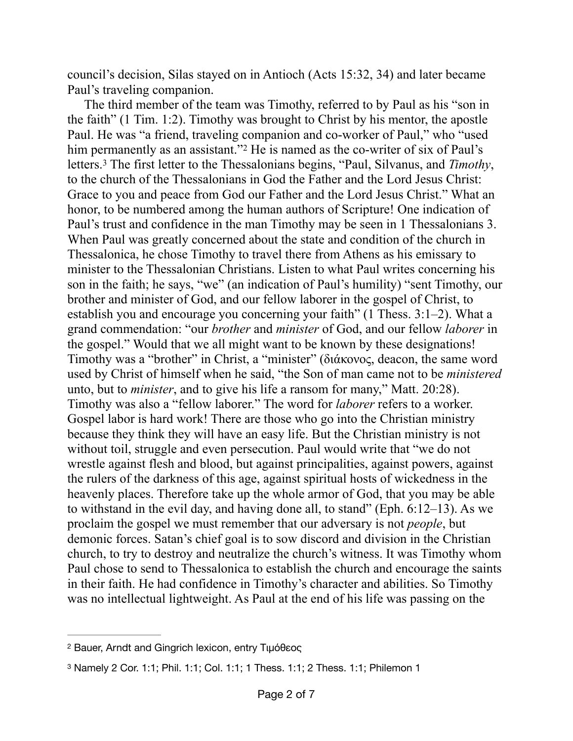council's decision, Silas stayed on in Antioch (Acts 15:32, 34) and later became Paul's traveling companion.

The third member of the team was Timothy, referred to by Paul as his "son in the faith" (1 Tim. 1:2). Timothy was brought to Christ by his mentor, the apostle Paul. He was "a friend, traveling companion and co-worker of Paul," who "used him permanently as an assistant."[2] He is named as the co-writer of six of Paul's letters.[3] The first letter to the Thessalonians begins, "Paul, Silvanus, and *Timothy*, to the church of the Thessalonians in God the Father and the Lord Jesus Christ: Grace to you and peace from God our Father and the Lord Jesus Christ." What an honor, to be numbered among the human authors of Scripture! One indication of Paul's trust and confidence in the man Timothy may be seen in 1 Thessalonians 3. When Paul was greatly concerned about the state and condition of the church in Thessalonica, he chose Timothy to travel there from Athens as his emissary to minister to the Thessalonian Christians. Listen to what Paul writes concerning his son in the faith; he says, "we" (an indication of Paul's humility) "sent Timothy, our brother and minister of God, and our fellow laborer in the gospel of Christ, to establish you and encourage you concerning your faith" (1 Thess. 3:1–2). What a grand commendation: "our *brother* and *minister* of God, and our fellow *laborer* in the gospel." Would that we all might want to be known by these designations! Timothy was a "brother" in Christ, a "minister" (διάκονος, deacon, the same word used by Christ of himself when he said, "the Son of man came not to be *ministered* unto, but to *minister*, and to give his life a ransom for many," Matt. 20:28). Timothy was also a "fellow laborer." The word for *laborer* refers to a worker. Gospel labor is hard work! There are those who go into the Christian ministry because they think they will have an easy life. But the Christian ministry is not without toil, struggle and even persecution. Paul would write that "we do not wrestle against flesh and blood, but against principalities, against powers, against the rulers of the darkness of this age, against spiritual hosts of wickedness in the heavenly places. Therefore take up the whole armor of God, that you may be able to withstand in the evil day, and having done all, to stand" (Eph. 6:12–13). As we proclaim the gospel we must remember that our adversary is not *people*, but demonic forces. Satan's chief goal is to sow discord and division in the Christian church, to try to destroy and neutralize the church's witness. It was Timothy whom Paul chose to send to Thessalonica to establish the church and encourage the saints in their faith. He had confidence in Timothy's character and abilities. So Timothy was no intellectual lightweight. As Paul at the end of his life was passing on the

---

[2] Bauer, Arndt and Gingrich lexicon, entry Τιμόθεος

[3] Namely 2 Cor. 1:1; Phil. 1:1; Col. 1:1; 1 Thess. 1:1; 2 Thess. 1:1; Philemon 1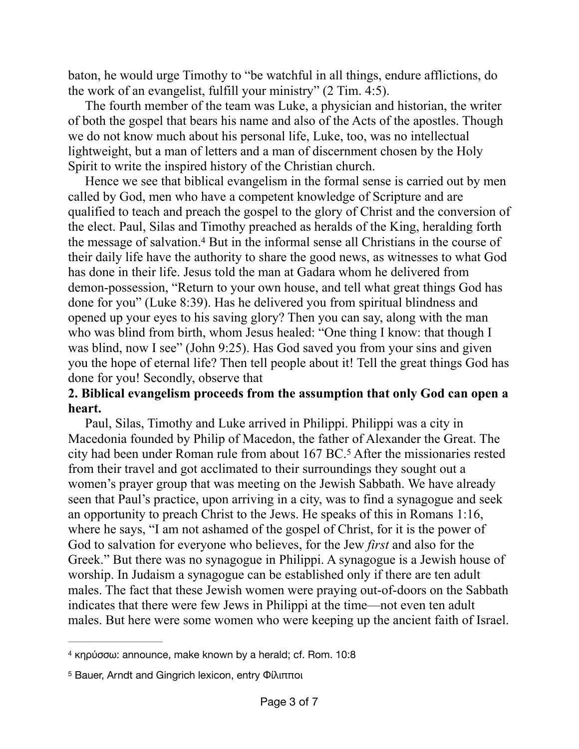baton, he would urge Timothy to "be watchful in all things, endure afflictions, do the work of an evangelist, fulfill your ministry" (2 Tim. 4:5).

The fourth member of the team was Luke, a physician and historian, the writer of both the gospel that bears his name and also of the Acts of the apostles. Though we do not know much about his personal life, Luke, too, was no intellectual lightweight, but a man of letters and a man of discernment chosen by the Holy Spirit to write the inspired history of the Christian church.

Hence we see that biblical evangelism in the formal sense is carried out by men called by God, men who have a competent knowledge of Scripture and are qualified to teach and preach the gospel to the glory of Christ and the conversion of the elect. Paul, Silas and Timothy preached as heralds of the King, heralding forth the message of salvation.[4] But in the informal sense all Christians in the course of their daily life have the authority to share the good news, as witnesses to what God has done in their life. Jesus told the man at Gadara whom he delivered from demon-possession, "Return to your own house, and tell what great things God has done for you" (Luke 8:39). Has he delivered you from spiritual blindness and opened up your eyes to his saving glory? Then you can say, along with the man who was blind from birth, whom Jesus healed: "One thing I know: that though I was blind, now I see" (John 9:25). Has God saved you from your sins and given you the hope of eternal life? Then tell people about it! Tell the great things God has done for you! Secondly, observe that

**2. Biblical evangelism proceeds from the assumption that only God can open a heart.**

Paul, Silas, Timothy and Luke arrived in Philippi. Philippi was a city in Macedonia founded by Philip of Macedon, the father of Alexander the Great. The city had been under Roman rule from about 167 BC.[5] After the missionaries rested from their travel and got acclimated to their surroundings they sought out a women's prayer group that was meeting on the Jewish Sabbath. We have already seen that Paul's practice, upon arriving in a city, was to find a synagogue and seek an opportunity to preach Christ to the Jews. He speaks of this in Romans 1:16, where he says, "I am not ashamed of the gospel of Christ, for it is the power of God to salvation for everyone who believes, for the Jew *first* and also for the Greek." But there was no synagogue in Philippi. A synagogue is a Jewish house of worship. In Judaism a synagogue can be established only if there are ten adult males. The fact that these Jewish women were praying out-of-doors on the Sabbath indicates that there were few Jews in Philippi at the time—not even ten adult males. But here were some women who were keeping up the ancient faith of Israel.

---

[4] κηρύσσω: announce, make known by a herald; cf. Rom. 10:8

[5] Bauer, Arndt and Gingrich lexicon, entry Φίλιπποι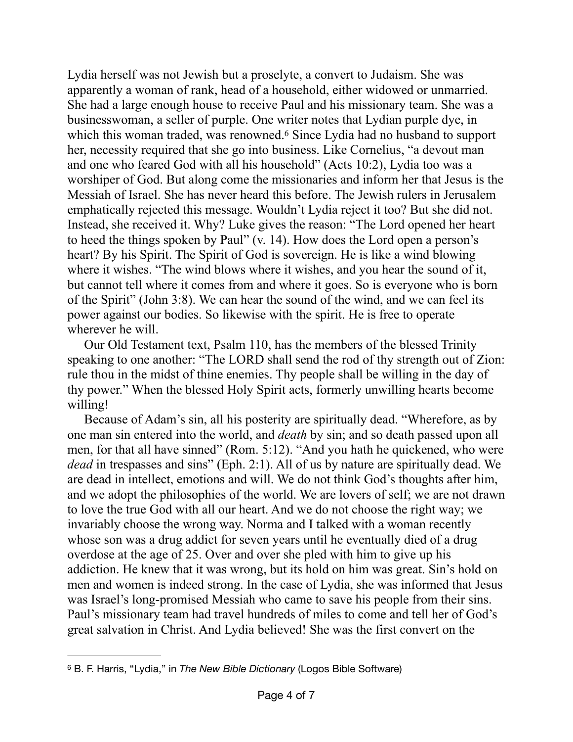Lydia herself was not Jewish but a proselyte, a convert to Judaism. She was apparently a woman of rank, head of a household, either widowed or unmarried. She had a large enough house to receive Paul and his missionary team. She was a businesswoman, a seller of purple. One writer notes that Lydian purple dye, in which this woman traded, was renowned.[6] Since Lydia had no husband to support her, necessity required that she go into business. Like Cornelius, "a devout man and one who feared God with all his household" (Acts 10:2), Lydia too was a worshiper of God. But along come the missionaries and inform her that Jesus is the Messiah of Israel. She has never heard this before. The Jewish rulers in Jerusalem emphatically rejected this message. Wouldn't Lydia reject it too? But she did not. Instead, she received it. Why? Luke gives the reason: "The Lord opened her heart to heed the things spoken by Paul" (v. 14). How does the Lord open a person's heart? By his Spirit. The Spirit of God is sovereign. He is like a wind blowing where it wishes. "The wind blows where it wishes, and you hear the sound of it, but cannot tell where it comes from and where it goes. So is everyone who is born of the Spirit" (John 3:8). We can hear the sound of the wind, and we can feel its power against our bodies. So likewise with the spirit. He is free to operate wherever he will.

Our Old Testament text, Psalm 110, has the members of the blessed Trinity speaking to one another: "The LORD shall send the rod of thy strength out of Zion: rule thou in the midst of thine enemies. Thy people shall be willing in the day of thy power." When the blessed Holy Spirit acts, formerly unwilling hearts become willing!

Because of Adam's sin, all his posterity are spiritually dead. "Wherefore, as by one man sin entered into the world, and *death* by sin; and so death passed upon all men, for that all have sinned" (Rom. 5:12). "And you hath he quickened, who were *dead* in trespasses and sins" (Eph. 2:1). All of us by nature are spiritually dead. We are dead in intellect, emotions and will. We do not think God's thoughts after him, and we adopt the philosophies of the world. We are lovers of self; we are not drawn to love the true God with all our heart. And we do not choose the right way; we invariably choose the wrong way. Norma and I talked with a woman recently whose son was a drug addict for seven years until he eventually died of a drug overdose at the age of 25. Over and over she pled with him to give up his addiction. He knew that it was wrong, but its hold on him was great. Sin's hold on men and women is indeed strong. In the case of Lydia, she was informed that Jesus was Israel's long-promised Messiah who came to save his people from their sins. Paul's missionary team had travel hundreds of miles to come and tell her of God's great salvation in Christ. And Lydia believed! She was the first convert on the

---

[6] B. F. Harris, "Lydia," in *The New Bible Dictionary* (Logos Bible Software)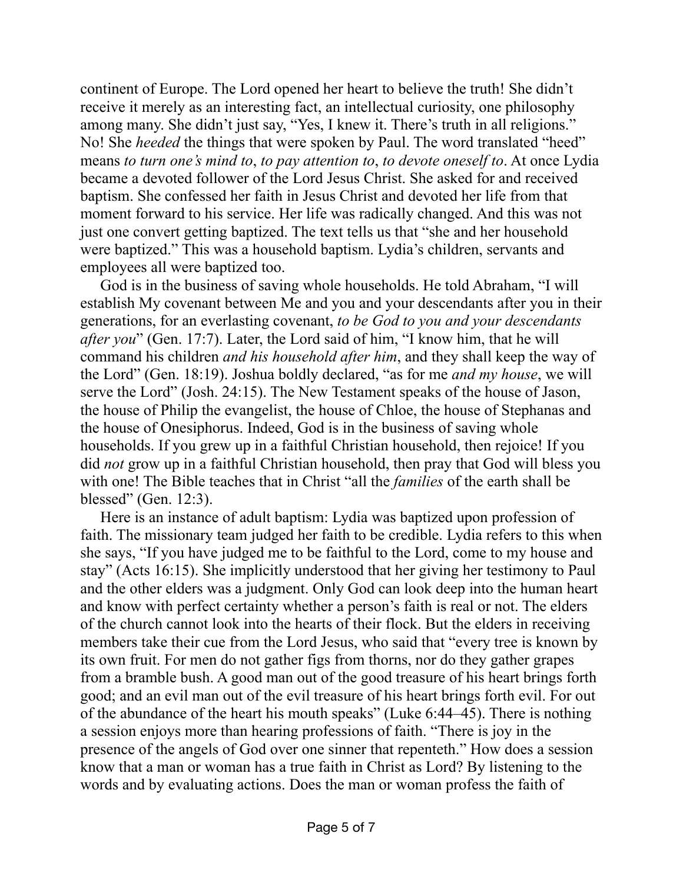continent of Europe. The Lord opened her heart to believe the truth! She didn't receive it merely as an interesting fact, an intellectual curiosity, one philosophy among many. She didn't just say, "Yes, I knew it. There's truth in all religions." No! She *heeded* the things that were spoken by Paul. The word translated "heed" means *to turn one's mind to*, *to pay attention to*, *to devote oneself to*. At once Lydia became a devoted follower of the Lord Jesus Christ. She asked for and received baptism. She confessed her faith in Jesus Christ and devoted her life from that moment forward to his service. Her life was radically changed. And this was not just one convert getting baptized. The text tells us that "she and her household were baptized." This was a household baptism. Lydia's children, servants and employees all were baptized too.

God is in the business of saving whole households. He told Abraham, "I will establish My covenant between Me and you and your descendants after you in their generations, for an everlasting covenant, *to be God to you and your descendants after you*" (Gen. 17:7). Later, the Lord said of him, "I know him, that he will command his children *and his household after him*, and they shall keep the way of the Lord" (Gen. 18:19). Joshua boldly declared, "as for me *and my house*, we will serve the Lord" (Josh. 24:15). The New Testament speaks of the house of Jason, the house of Philip the evangelist, the house of Chloe, the house of Stephanas and the house of Onesiphorus. Indeed, God is in the business of saving whole households. If you grew up in a faithful Christian household, then rejoice! If you did *not* grow up in a faithful Christian household, then pray that God will bless you with one! The Bible teaches that in Christ "all the *families* of the earth shall be blessed" (Gen. 12:3).

Here is an instance of adult baptism: Lydia was baptized upon profession of faith. The missionary team judged her faith to be credible. Lydia refers to this when she says, "If you have judged me to be faithful to the Lord, come to my house and stay" (Acts 16:15). She implicitly understood that her giving her testimony to Paul and the other elders was a judgment. Only God can look deep into the human heart and know with perfect certainty whether a person's faith is real or not. The elders of the church cannot look into the hearts of their flock. But the elders in receiving members take their cue from the Lord Jesus, who said that "every tree is known by its own fruit. For men do not gather figs from thorns, nor do they gather grapes from a bramble bush. A good man out of the good treasure of his heart brings forth good; and an evil man out of the evil treasure of his heart brings forth evil. For out of the abundance of the heart his mouth speaks" (Luke 6:44–45). There is nothing a session enjoys more than hearing professions of faith. "There is joy in the presence of the angels of God over one sinner that repenteth." How does a session know that a man or woman has a true faith in Christ as Lord? By listening to the words and by evaluating actions. Does the man or woman profess the faith of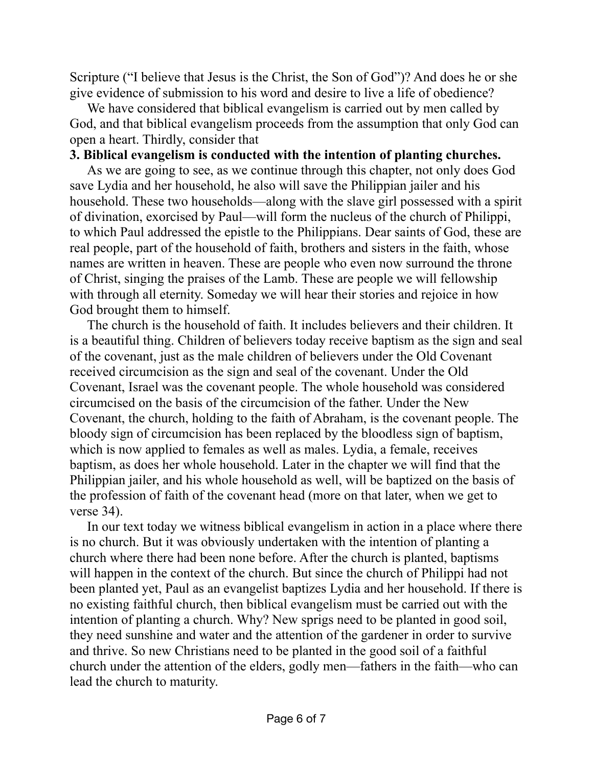Scripture ("I believe that Jesus is the Christ, the Son of God")? And does he or she give evidence of submission to his word and desire to live a life of obedience?

We have considered that biblical evangelism is carried out by men called by God, and that biblical evangelism proceeds from the assumption that only God can open a heart. Thirdly, consider that

**3. Biblical evangelism is conducted with the intention of planting churches.**

As we are going to see, as we continue through this chapter, not only does God save Lydia and her household, he also will save the Philippian jailer and his household. These two households—along with the slave girl possessed with a spirit of divination, exorcised by Paul—will form the nucleus of the church of Philippi, to which Paul addressed the epistle to the Philippians. Dear saints of God, these are real people, part of the household of faith, brothers and sisters in the faith, whose names are written in heaven. These are people who even now surround the throne of Christ, singing the praises of the Lamb. These are people we will fellowship with through all eternity. Someday we will hear their stories and rejoice in how God brought them to himself.

The church is the household of faith. It includes believers and their children. It is a beautiful thing. Children of believers today receive baptism as the sign and seal of the covenant, just as the male children of believers under the Old Covenant received circumcision as the sign and seal of the covenant. Under the Old Covenant, Israel was the covenant people. The whole household was considered circumcised on the basis of the circumcision of the father. Under the New Covenant, the church, holding to the faith of Abraham, is the covenant people. The bloody sign of circumcision has been replaced by the bloodless sign of baptism, which is now applied to females as well as males. Lydia, a female, receives baptism, as does her whole household. Later in the chapter we will find that the Philippian jailer, and his whole household as well, will be baptized on the basis of the profession of faith of the covenant head (more on that later, when we get to verse 34).

In our text today we witness biblical evangelism in action in a place where there is no church. But it was obviously undertaken with the intention of planting a church where there had been none before. After the church is planted, baptisms will happen in the context of the church. But since the church of Philippi had not been planted yet, Paul as an evangelist baptizes Lydia and her household. If there is no existing faithful church, then biblical evangelism must be carried out with the intention of planting a church. Why? New sprigs need to be planted in good soil, they need sunshine and water and the attention of the gardener in order to survive and thrive. So new Christians need to be planted in the good soil of a faithful church under the attention of the elders, godly men—fathers in the faith—who can lead the church to maturity.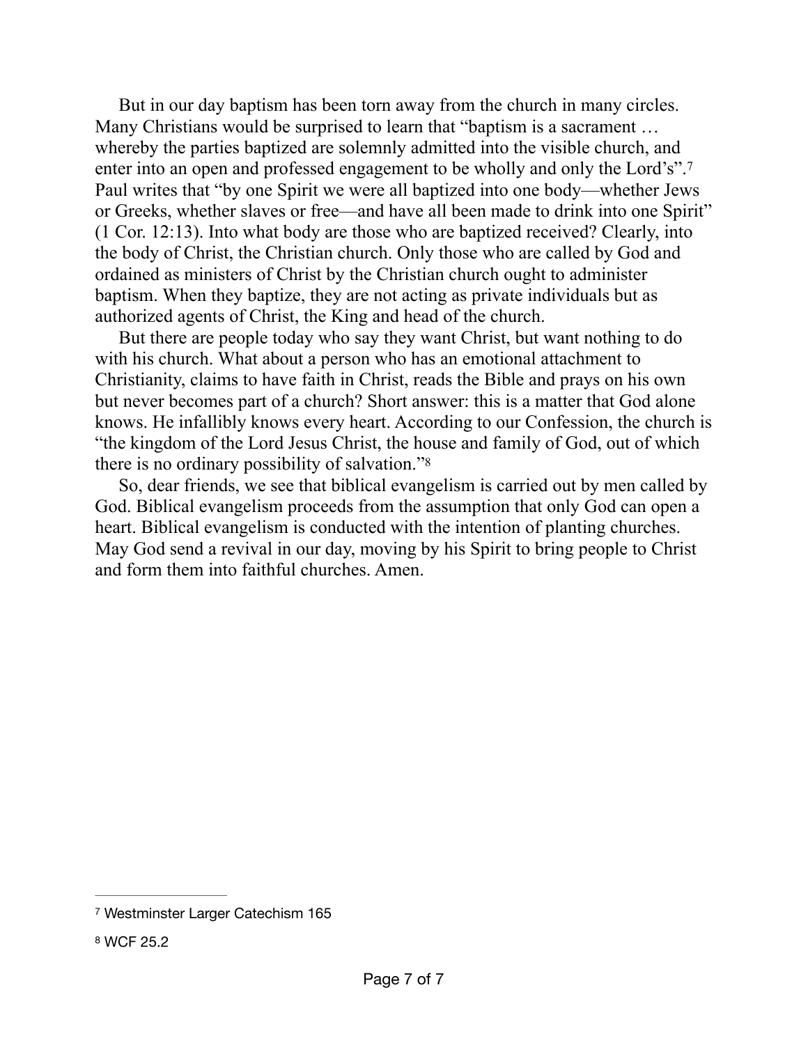But in our day baptism has been torn away from the church in many circles. Many Christians would be surprised to learn that "baptism is a sacrament … whereby the parties baptized are solemnly admitted into the visible church, and enter into an open and professed engagement to be wholly and only the Lord's".[7] Paul writes that "by one Spirit we were all baptized into one body—whether Jews or Greeks, whether slaves or free—and have all been made to drink into one Spirit" (1 Cor. 12:13). Into what body are those who are baptized received? Clearly, into the body of Christ, the Christian church. Only those who are called by God and ordained as ministers of Christ by the Christian church ought to administer baptism. When they baptize, they are not acting as private individuals but as authorized agents of Christ, the King and head of the church.

But there are people today who say they want Christ, but want nothing to do with his church. What about a person who has an emotional attachment to Christianity, claims to have faith in Christ, reads the Bible and prays on his own but never becomes part of a church? Short answer: this is a matter that God alone knows. He infallibly knows every heart. According to our Confession, the church is "the kingdom of the Lord Jesus Christ, the house and family of God, out of which there is no ordinary possibility of salvation."[8]

So, dear friends, we see that biblical evangelism is carried out by men called by God. Biblical evangelism proceeds from the assumption that only God can open a heart. Biblical evangelism is conducted with the intention of planting churches. May God send a revival in our day, moving by his Spirit to bring people to Christ and form them into faithful churches. Amen.

---

[7] Westminster Larger Catechism 165

[8] WCF 25.2